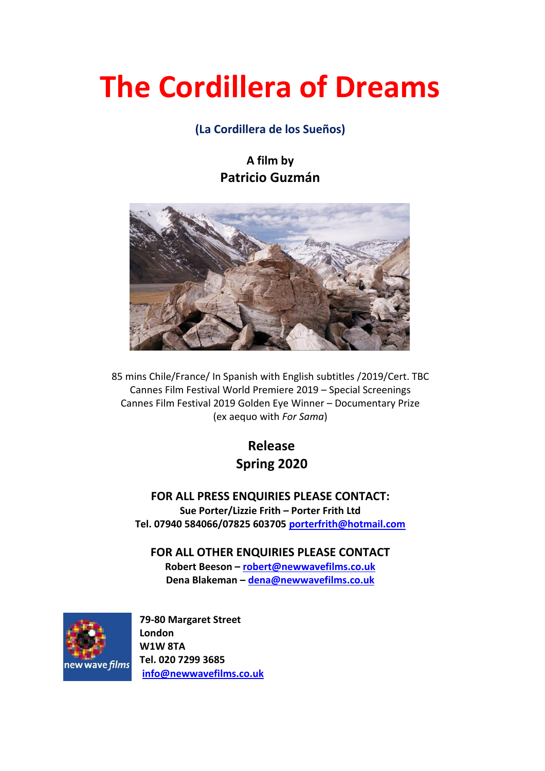# The Cordillera of Dreams

**(La Cordillera de los Sueños)**

**A film by**
**Patricio Guzmán**

85 mins Chile/France/ In Spanish with English subtitles /2019/Cert. TBC
Cannes Film Festival World Premiere 2019 – Special Screenings
Cannes Film Festival 2019 Golden Eye Winner – Documentary Prize
(ex aequo with *For Sama*)

## Release
## Spring 2020

**FOR ALL PRESS ENQUIRIES PLEASE CONTACT:**
**Sue Porter/Lizzie Frith – Porter Frith Ltd**
**Tel. 07940 584066/07825 603705 porterfrith@hotmail.com**

**FOR ALL OTHER ENQUIRIES PLEASE CONTACT**
**Robert Beeson – robert@newwavefilms.co.uk**
**Dena Blakeman – dena@newwavefilms.co.uk**

new wave *films*

**79-80 Margaret Street**
**London**
**W1W 8TA**
**Tel. 020 7299 3685**
**info@newwavefilms.co.uk**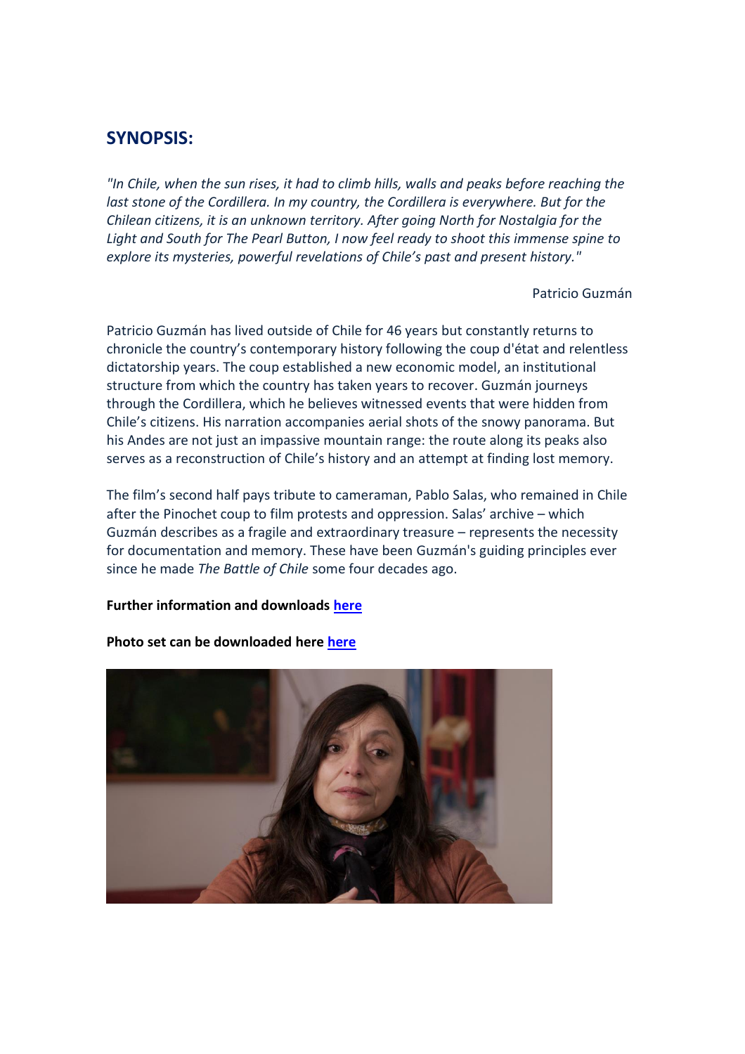## SYNOPSIS:

*"In Chile, when the sun rises, it had to climb hills, walls and peaks before reaching the last stone of the Cordillera. In my country, the Cordillera is everywhere. But for the Chilean citizens, it is an unknown territory. After going North for Nostalgia for the Light and South for The Pearl Button, I now feel ready to shoot this immense spine to explore its mysteries, powerful revelations of Chile's past and present history."*

Patricio Guzmán

Patricio Guzmán has lived outside of Chile for 46 years but constantly returns to chronicle the country's contemporary history following the coup d'état and relentless dictatorship years. The coup established a new economic model, an institutional structure from which the country has taken years to recover. Guzmán journeys through the Cordillera, which he believes witnessed events that were hidden from Chile's citizens. His narration accompanies aerial shots of the snowy panorama. But his Andes are not just an impassive mountain range: the route along its peaks also serves as a reconstruction of Chile's history and an attempt at finding lost memory.

The film's second half pays tribute to cameraman, Pablo Salas, who remained in Chile after the Pinochet coup to film protests and oppression. Salas' archive – which Guzmán describes as a fragile and extraordinary treasure – represents the necessity for documentation and memory. These have been Guzmán's guiding principles ever since he made *The Battle of Chile* some four decades ago.

**Further information and downloads [here]**

**Photo set can be downloaded here [here]**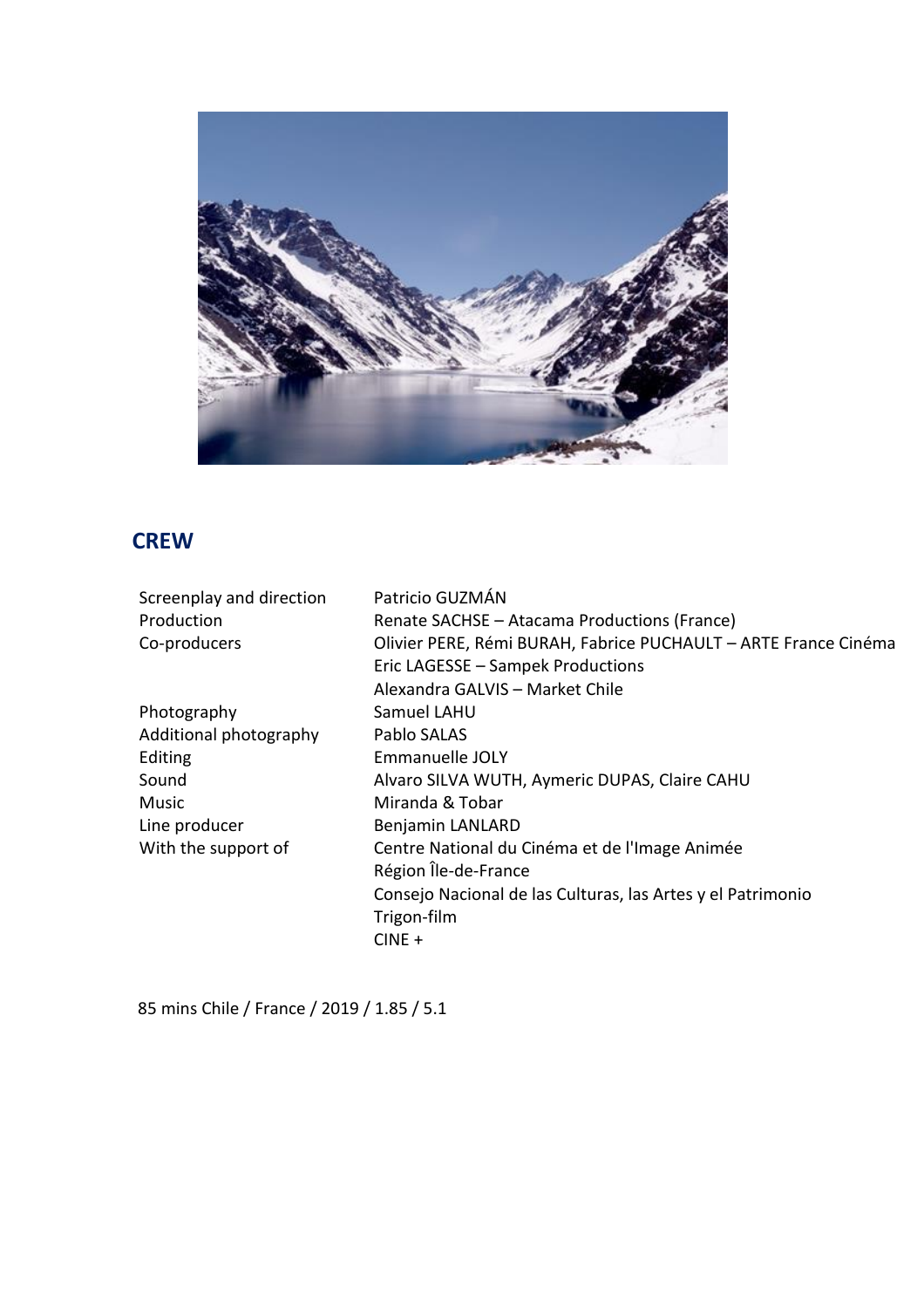## CREW

| | |
|---|---|
| Screenplay and direction | Patricio GUZMÁN |
| Production | Renate SACHSE – Atacama Productions (France) |
| Co-producers | Olivier PERE, Rémi BURAH, Fabrice PUCHAULT – ARTE France Cinéma |
| | Eric LAGESSE – Sampek Productions |
| | Alexandra GALVIS – Market Chile |
| Photography | Samuel LAHU |
| Additional photography | Pablo SALAS |
| Editing | Emmanuelle JOLY |
| Sound | Alvaro SILVA WUTH, Aymeric DUPAS, Claire CAHU |
| Music | Miranda & Tobar |
| Line producer | Benjamin LANLARD |
| With the support of | Centre National du Cinéma et de l'Image Animée |
| | Région Île-de-France |
| | Consejo Nacional de las Culturas, las Artes y el Patrimonio |
| | Trigon-film |
| | CINE + |

85 mins Chile / France / 2019 / 1.85 / 5.1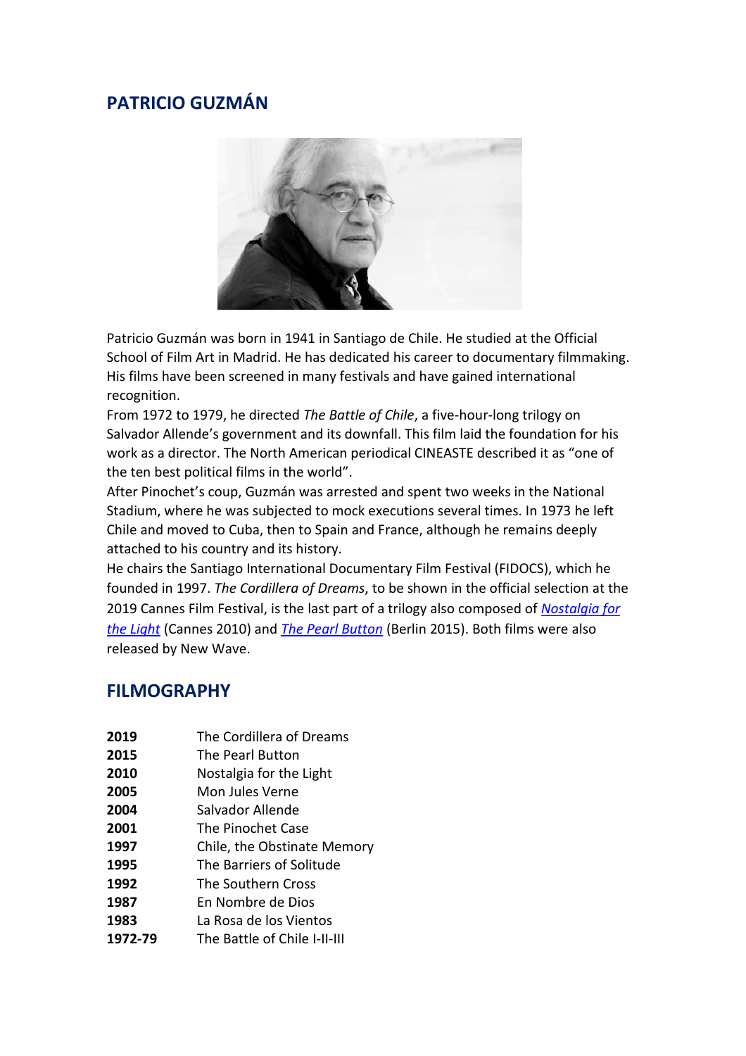## PATRICIO GUZMÁN

Patricio Guzmán was born in 1941 in Santiago de Chile. He studied at the Official School of Film Art in Madrid. He has dedicated his career to documentary filmmaking. His films have been screened in many festivals and have gained international recognition.

From 1972 to 1979, he directed *The Battle of Chile*, a five-hour-long trilogy on Salvador Allende's government and its downfall. This film laid the foundation for his work as a director. The North American periodical CINEASTE described it as "one of the ten best political films in the world".

After Pinochet's coup, Guzmán was arrested and spent two weeks in the National Stadium, where he was subjected to mock executions several times. In 1973 he left Chile and moved to Cuba, then to Spain and France, although he remains deeply attached to his country and its history.

He chairs the Santiago International Documentary Film Festival (FIDOCS), which he founded in 1997. *The Cordillera of Dreams*, to be shown in the official selection at the 2019 Cannes Film Festival, is the last part of a trilogy also composed of *Nostalgia for the Light* (Cannes 2010) and *The Pearl Button* (Berlin 2015). Both films were also released by New Wave.

## FILMOGRAPHY

| | |
|---|---|
| **2019** | The Cordillera of Dreams |
| **2015** | The Pearl Button |
| **2010** | Nostalgia for the Light |
| **2005** | Mon Jules Verne |
| **2004** | Salvador Allende |
| **2001** | The Pinochet Case |
| **1997** | Chile, the Obstinate Memory |
| **1995** | The Barriers of Solitude |
| **1992** | The Southern Cross |
| **1987** | En Nombre de Dios |
| **1983** | La Rosa de los Vientos |
| **1972-79** | The Battle of Chile I-II-III |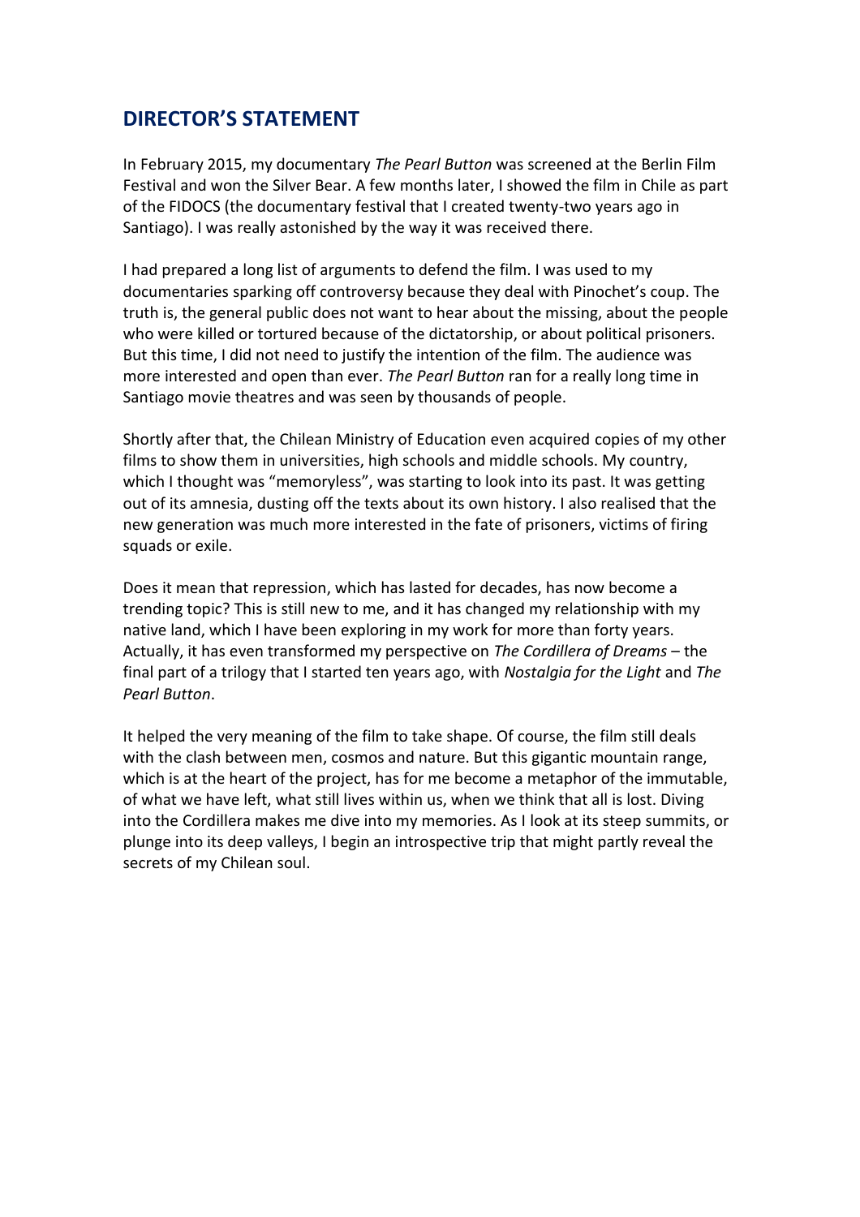## DIRECTOR'S STATEMENT

In February 2015, my documentary *The Pearl Button* was screened at the Berlin Film Festival and won the Silver Bear. A few months later, I showed the film in Chile as part of the FIDOCS (the documentary festival that I created twenty-two years ago in Santiago). I was really astonished by the way it was received there.

I had prepared a long list of arguments to defend the film. I was used to my documentaries sparking off controversy because they deal with Pinochet's coup. The truth is, the general public does not want to hear about the missing, about the people who were killed or tortured because of the dictatorship, or about political prisoners. But this time, I did not need to justify the intention of the film. The audience was more interested and open than ever. *The Pearl Button* ran for a really long time in Santiago movie theatres and was seen by thousands of people.

Shortly after that, the Chilean Ministry of Education even acquired copies of my other films to show them in universities, high schools and middle schools. My country, which I thought was "memoryless", was starting to look into its past. It was getting out of its amnesia, dusting off the texts about its own history. I also realised that the new generation was much more interested in the fate of prisoners, victims of firing squads or exile.

Does it mean that repression, which has lasted for decades, has now become a trending topic? This is still new to me, and it has changed my relationship with my native land, which I have been exploring in my work for more than forty years. Actually, it has even transformed my perspective on *The Cordillera of Dreams* – the final part of a trilogy that I started ten years ago, with *Nostalgia for the Light* and *The Pearl Button*.

It helped the very meaning of the film to take shape. Of course, the film still deals with the clash between men, cosmos and nature. But this gigantic mountain range, which is at the heart of the project, has for me become a metaphor of the immutable, of what we have left, what still lives within us, when we think that all is lost. Diving into the Cordillera makes me dive into my memories. As I look at its steep summits, or plunge into its deep valleys, I begin an introspective trip that might partly reveal the secrets of my Chilean soul.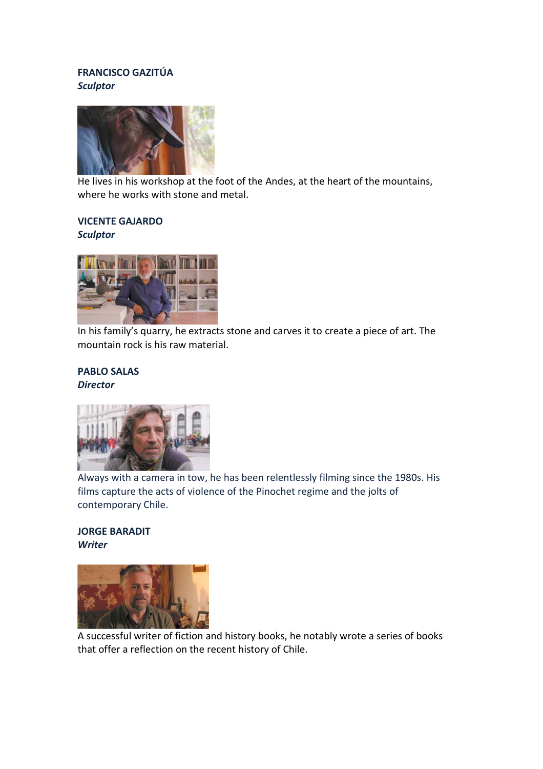**FRANCISCO GAZITÚA**
***Sculptor***

He lives in his workshop at the foot of the Andes, at the heart of the mountains, where he works with stone and metal.

**VICENTE GAJARDO**
***Sculptor***

In his family's quarry, he extracts stone and carves it to create a piece of art. The mountain rock is his raw material.

**PABLO SALAS**
***Director***

Always with a camera in tow, he has been relentlessly filming since the 1980s. His films capture the acts of violence of the Pinochet regime and the jolts of contemporary Chile.

**JORGE BARADIT**
***Writer***

A successful writer of fiction and history books, he notably wrote a series of books that offer a reflection on the recent history of Chile.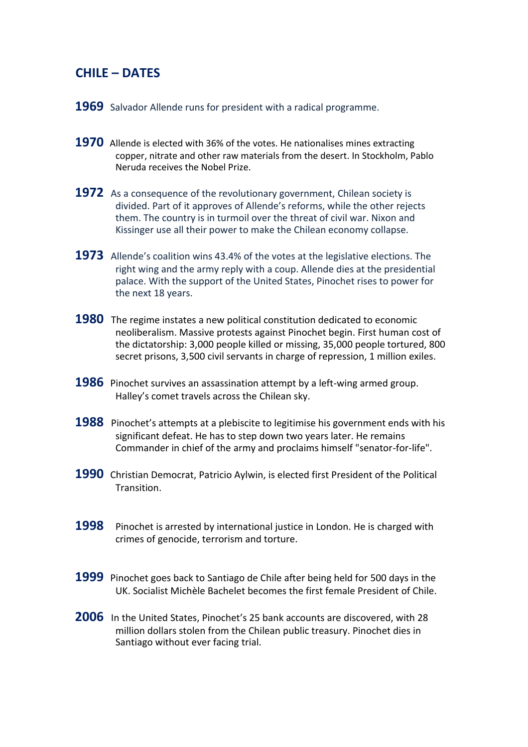## CHILE – DATES

**1969** Salvador Allende runs for president with a radical programme.

**1970** Allende is elected with 36% of the votes. He nationalises mines extracting copper, nitrate and other raw materials from the desert. In Stockholm, Pablo Neruda receives the Nobel Prize.

**1972** As a consequence of the revolutionary government, Chilean society is divided. Part of it approves of Allende's reforms, while the other rejects them. The country is in turmoil over the threat of civil war. Nixon and Kissinger use all their power to make the Chilean economy collapse.

**1973** Allende's coalition wins 43.4% of the votes at the legislative elections. The right wing and the army reply with a coup. Allende dies at the presidential palace. With the support of the United States, Pinochet rises to power for the next 18 years.

**1980** The regime instates a new political constitution dedicated to economic neoliberalism. Massive protests against Pinochet begin. First human cost of the dictatorship: 3,000 people killed or missing, 35,000 people tortured, 800 secret prisons, 3,500 civil servants in charge of repression, 1 million exiles.

**1986** Pinochet survives an assassination attempt by a left-wing armed group. Halley's comet travels across the Chilean sky.

**1988** Pinochet's attempts at a plebiscite to legitimise his government ends with his significant defeat. He has to step down two years later. He remains Commander in chief of the army and proclaims himself "senator-for-life".

**1990** Christian Democrat, Patricio Aylwin, is elected first President of the Political Transition.

**1998** Pinochet is arrested by international justice in London. He is charged with crimes of genocide, terrorism and torture.

**1999** Pinochet goes back to Santiago de Chile after being held for 500 days in the UK. Socialist Michèle Bachelet becomes the first female President of Chile.

**2006** In the United States, Pinochet's 25 bank accounts are discovered, with 28 million dollars stolen from the Chilean public treasury. Pinochet dies in Santiago without ever facing trial.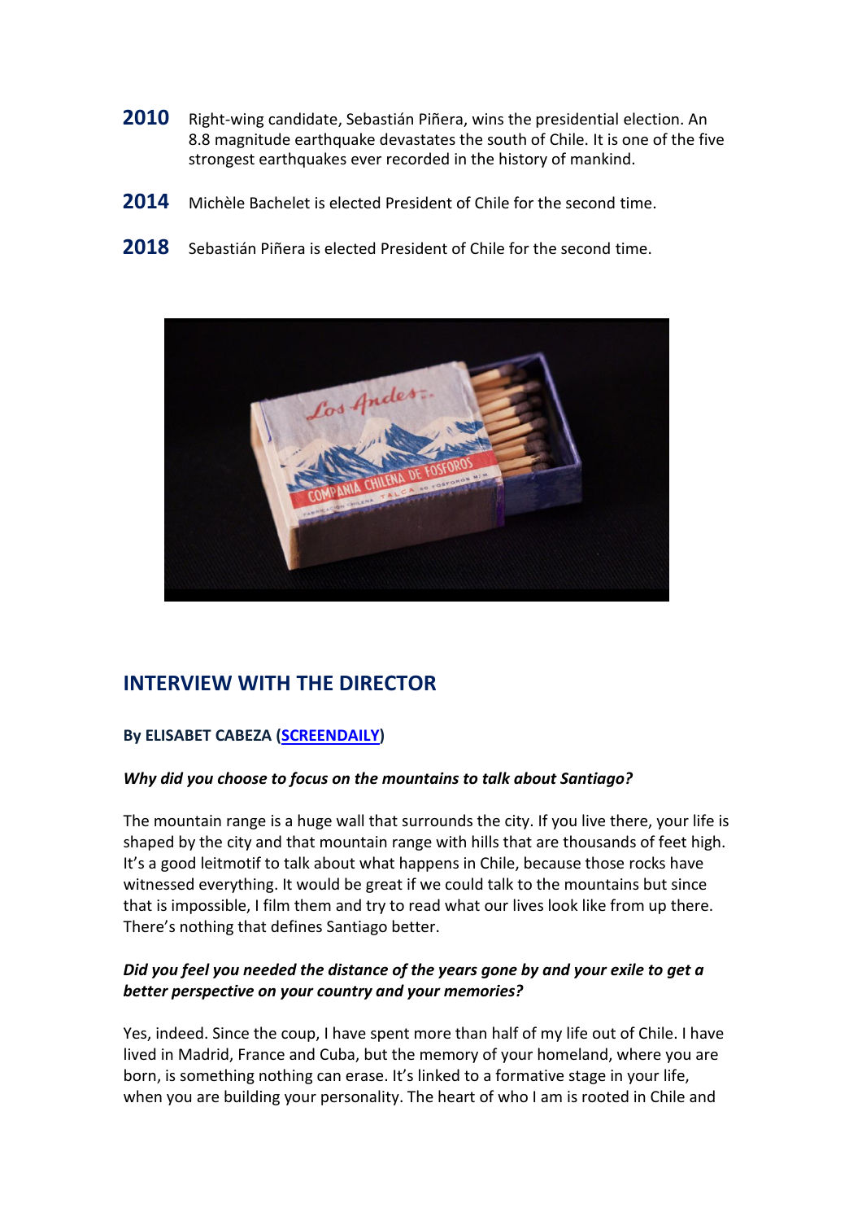**2010** Right-wing candidate, Sebastián Piñera, wins the presidential election. An 8.8 magnitude earthquake devastates the south of Chile. It is one of the five strongest earthquakes ever recorded in the history of mankind.

**2014** Michèle Bachelet is elected President of Chile for the second time.

**2018** Sebastián Piñera is elected President of Chile for the second time.

## INTERVIEW WITH THE DIRECTOR

**By ELISABET CABEZA (SCREENDAILY)**

***Why did you choose to focus on the mountains to talk about Santiago?***

The mountain range is a huge wall that surrounds the city. If you live there, your life is shaped by the city and that mountain range with hills that are thousands of feet high. It's a good leitmotif to talk about what happens in Chile, because those rocks have witnessed everything. It would be great if we could talk to the mountains but since that is impossible, I film them and try to read what our lives look like from up there. There's nothing that defines Santiago better.

***Did you feel you needed the distance of the years gone by and your exile to get a better perspective on your country and your memories?***

Yes, indeed. Since the coup, I have spent more than half of my life out of Chile. I have lived in Madrid, France and Cuba, but the memory of your homeland, where you are born, is something nothing can erase. It's linked to a formative stage in your life, when you are building your personality. The heart of who I am is rooted in Chile and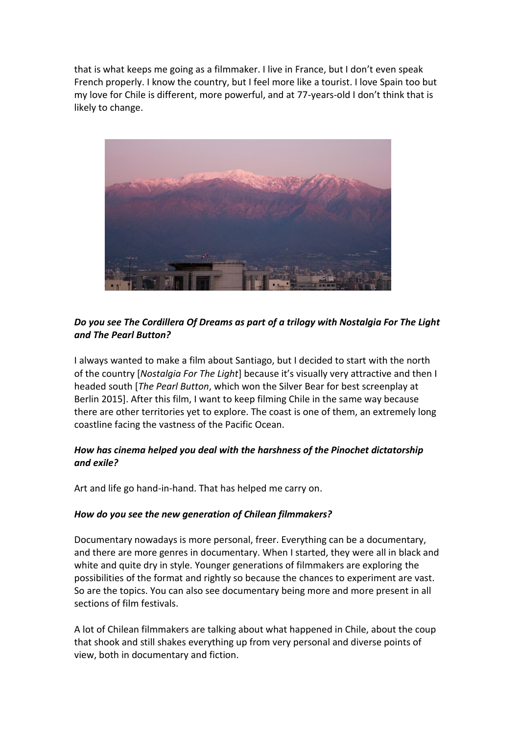that is what keeps me going as a filmmaker. I live in France, but I don't even speak French properly. I know the country, but I feel more like a tourist. I love Spain too but my love for Chile is different, more powerful, and at 77-years-old I don't think that is likely to change.

***Do you see The Cordillera Of Dreams as part of a trilogy with Nostalgia For The Light and The Pearl Button?***

I always wanted to make a film about Santiago, but I decided to start with the north of the country [*Nostalgia For The Light*] because it's visually very attractive and then I headed south [*The Pearl Button*, which won the Silver Bear for best screenplay at Berlin 2015]. After this film, I want to keep filming Chile in the same way because there are other territories yet to explore. The coast is one of them, an extremely long coastline facing the vastness of the Pacific Ocean.

***How has cinema helped you deal with the harshness of the Pinochet dictatorship and exile?***

Art and life go hand-in-hand. That has helped me carry on.

***How do you see the new generation of Chilean filmmakers?***

Documentary nowadays is more personal, freer. Everything can be a documentary, and there are more genres in documentary. When I started, they were all in black and white and quite dry in style. Younger generations of filmmakers are exploring the possibilities of the format and rightly so because the chances to experiment are vast. So are the topics. You can also see documentary being more and more present in all sections of film festivals.

A lot of Chilean filmmakers are talking about what happened in Chile, about the coup that shook and still shakes everything up from very personal and diverse points of view, both in documentary and fiction.